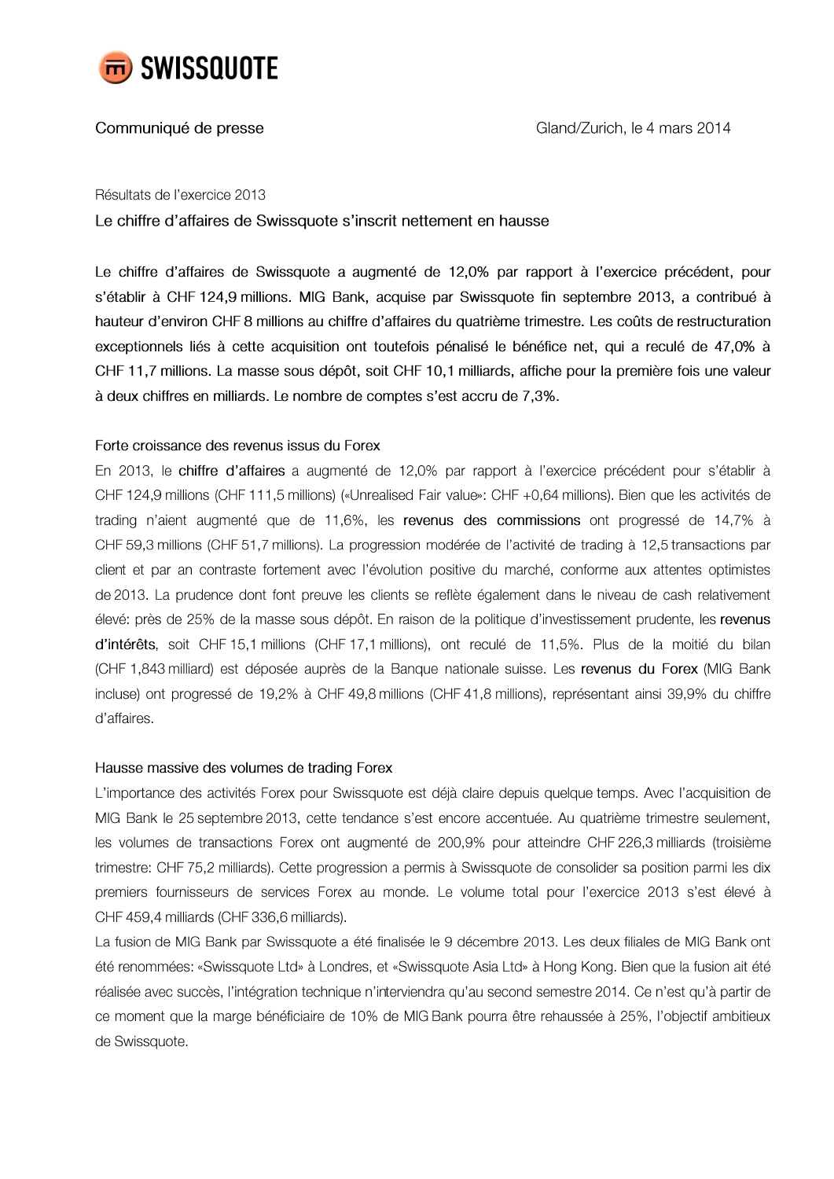SWISSQUOTE

Communiqué de presse

Gland/Zurich, le 4 mars 2014

Résultats de l'exercice 2013

## Le chiffre d'affaires de Swissquote s'inscrit nettement en hausse

Le chiffre d'affaires de Swissquote a augmenté de 12,0% par rapport à l'exercice précédent, pour s'établir à CHF 124,9 millions. MIG Bank, acquise par Swissquote fin septembre 2013, a contribué à hauteur d'environ CHF 8 millions au chiffre d'affaires du quatrième trimestre. Les coûts de restructuration exceptionnels liés à cette acquisition ont toutefois pénalisé le bénéfice net, qui a reculé de 47,0% à CHF 11,7 millions. La masse sous dépôt, soit CHF 10,1 milliards, affiche pour la première fois une valeur à deux chiffres en milliards. Le nombre de comptes s'est accru de 7,3%.

### Forte croissance des revenus issus du Forex

En 2013, le **chiffre d'affaires** a augmenté de 12,0% par rapport à l'exercice précédent pour s'établir à CHF 124,9 millions (CHF 111,5 millions) («Unrealised Fair value»: CHF +0,64 millions). Bien que les activités de trading n'aient augmenté que de 11,6%, les **revenus des commissions** ont progressé de 14,7% à CHF 59,3 millions (CHF 51,7 millions). La progression modérée de l'activité de trading à 12,5 transactions par client et par an contraste fortement avec l'évolution positive du marché, conforme aux attentes optimistes de 2013. La prudence dont font preuve les clients se reflète également dans le niveau de cash relativement élevé: près de 25% de la masse sous dépôt. En raison de la politique d'investissement prudente, les **revenus d'intérêts**, soit CHF 15,1 millions (CHF 17,1 millions), ont reculé de 11,5%. Plus de la moitié du bilan (CHF 1,843 milliard) est déposée auprès de la Banque nationale suisse. Les **revenus du Forex** (MIG Bank incluse) ont progressé de 19,2% à CHF 49,8 millions (CHF 41,8 millions), représentant ainsi 39,9% du chiffre d'affaires.

### Hausse massive des volumes de trading Forex

L'importance des activités Forex pour Swissquote est déjà claire depuis quelque temps. Avec l'acquisition de MIG Bank le 25 septembre 2013, cette tendance s'est encore accentuée. Au quatrième trimestre seulement, les volumes de transactions Forex ont augmenté de 200,9% pour atteindre CHF 226,3 milliards (troisième trimestre: CHF 75,2 milliards). Cette progression a permis à Swissquote de consolider sa position parmi les dix premiers fournisseurs de services Forex au monde. Le volume total pour l'exercice 2013 s'est élevé à CHF 459,4 milliards (CHF 336,6 milliards).

La fusion de MIG Bank par Swissquote a été finalisée le 9 décembre 2013. Les deux filiales de MIG Bank ont été renommées: «Swissquote Ltd» à Londres, et «Swissquote Asia Ltd» à Hong Kong. Bien que la fusion ait été réalisée avec succès, l'intégration technique n'interviendra qu'au second semestre 2014. Ce n'est qu'à partir de ce moment que la marge bénéficiaire de 10% de MIG Bank pourra être rehaussée à 25%, l'objectif ambitieux de Swissquote.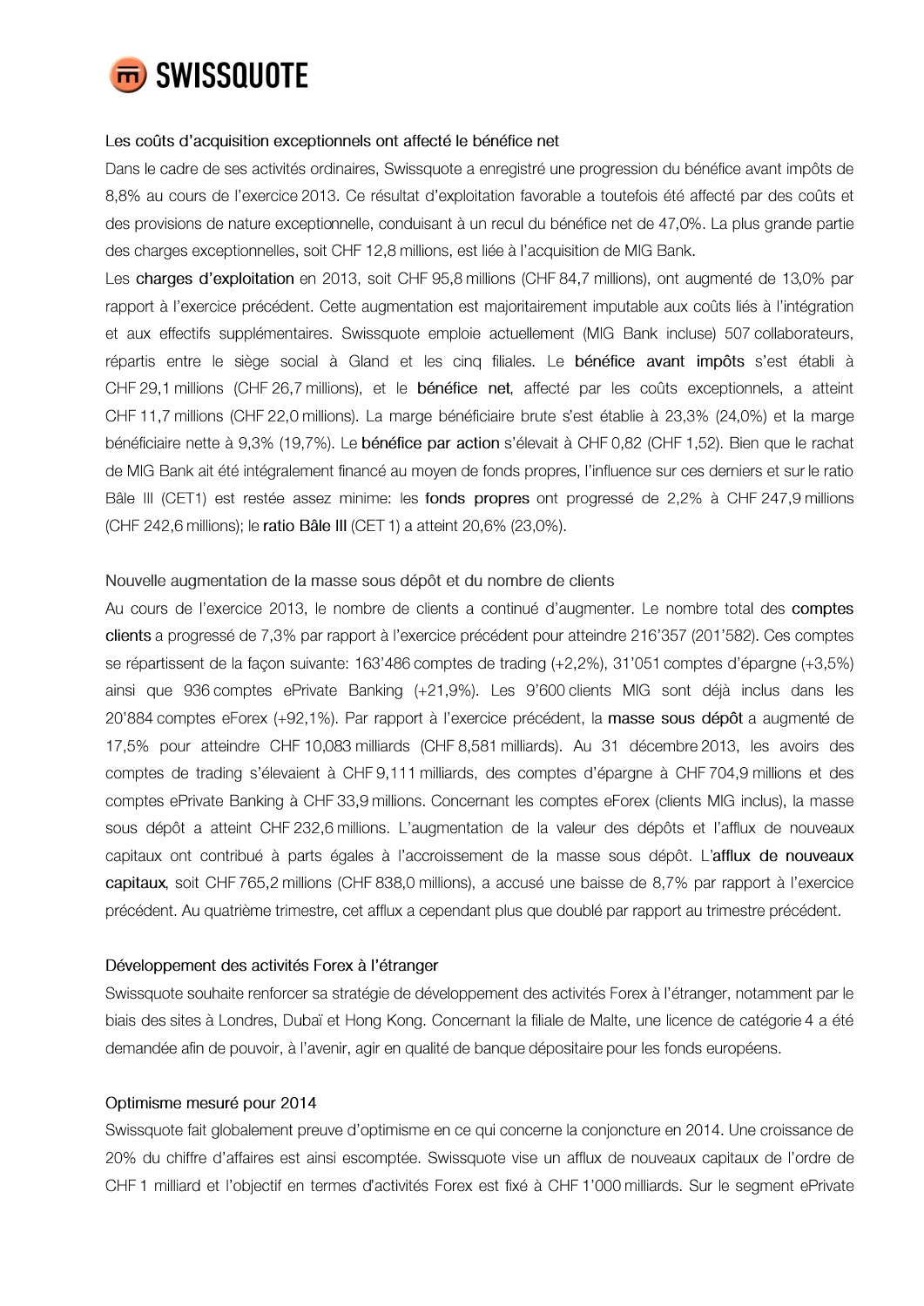### Les coûts d'acquisition exceptionnels ont affecté le bénéfice net

Dans le cadre de ses activités ordinaires, Swissquote a enregistré une progression du bénéfice avant impôts de 8,8% au cours de l'exercice 2013. Ce résultat d'exploitation favorable a toutefois été affecté par des coûts et des provisions de nature exceptionnelle, conduisant à un recul du bénéfice net de 47,0%. La plus grande partie des charges exceptionnelles, soit CHF 12,8 millions, est liée à l'acquisition de MIG Bank.

Les **charges d'exploitation** en 2013, soit CHF 95,8 millions (CHF 84,7 millions), ont augmenté de 13,0% par rapport à l'exercice précédent. Cette augmentation est majoritairement imputable aux coûts liés à l'intégration et aux effectifs supplémentaires. Swissquote emploie actuellement (MIG Bank incluse) 507 collaborateurs, répartis entre le siège social à Gland et les cinq filiales. Le **bénéfice avant impôts** s'est établi à CHF 29,1 millions (CHF 26,7 millions), et le **bénéfice net**, affecté par les coûts exceptionnels, a atteint CHF 11,7 millions (CHF 22,0 millions). La marge bénéficiaire brute s'est établie à 23,3% (24,0%) et la marge bénéficiaire nette à 9,3% (19,7%). Le **bénéfice par action** s'élevait à CHF 0,82 (CHF 1,52). Bien que le rachat de MIG Bank ait été intégralement financé au moyen de fonds propres, l'influence sur ces derniers et sur le ratio Bâle III (CET1) est restée assez minime: les **fonds propres** ont progressé de 2,2% à CHF 247,9 millions (CHF 242,6 millions); le **ratio Bâle III** (CET 1) a atteint 20,6% (23,0%).

### Nouvelle augmentation de la masse sous dépôt et du nombre de clients

Au cours de l'exercice 2013, le nombre de clients a continué d'augmenter. Le nombre total des **comptes clients** a progressé de 7,3% par rapport à l'exercice précédent pour atteindre 216'357 (201'582). Ces comptes se répartissent de la façon suivante: 163'486 comptes de trading (+2,2%), 31'051 comptes d'épargne (+3,5%) ainsi que 936 comptes ePrivate Banking (+21,9%). Les 9'600 clients MIG sont déjà inclus dans les 20'884 comptes eForex (+92,1%). Par rapport à l'exercice précédent, la **masse sous dépôt** a augmenté de 17,5% pour atteindre CHF 10,083 milliards (CHF 8,581 milliards). Au 31 décembre 2013, les avoirs des comptes de trading s'élevaient à CHF 9,111 milliards, des comptes d'épargne à CHF 704,9 millions et des comptes ePrivate Banking à CHF 33,9 millions. Concernant les comptes eForex (clients MIG inclus), la masse sous dépôt a atteint CHF 232,6 millions. L'augmentation de la valeur des dépôts et l'afflux de nouveaux capitaux ont contribué à parts égales à l'accroissement de la masse sous dépôt. L'**afflux de nouveaux capitaux**, soit CHF 765,2 millions (CHF 838,0 millions), a accusé une baisse de 8,7% par rapport à l'exercice précédent. Au quatrième trimestre, cet afflux a cependant plus que doublé par rapport au trimestre précédent.

### Développement des activités Forex à l'étranger

Swissquote souhaite renforcer sa stratégie de développement des activités Forex à l'étranger, notamment par le biais des sites à Londres, Dubaï et Hong Kong. Concernant la filiale de Malte, une licence de catégorie 4 a été demandée afin de pouvoir, à l'avenir, agir en qualité de banque dépositaire pour les fonds européens.

### Optimisme mesuré pour 2014

Swissquote fait globalement preuve d'optimisme en ce qui concerne la conjoncture en 2014. Une croissance de 20% du chiffre d'affaires est ainsi escomptée. Swissquote vise un afflux de nouveaux capitaux de l'ordre de CHF 1 milliard et l'objectif en termes d'activités Forex est fixé à CHF 1'000 milliards. Sur le segment ePrivate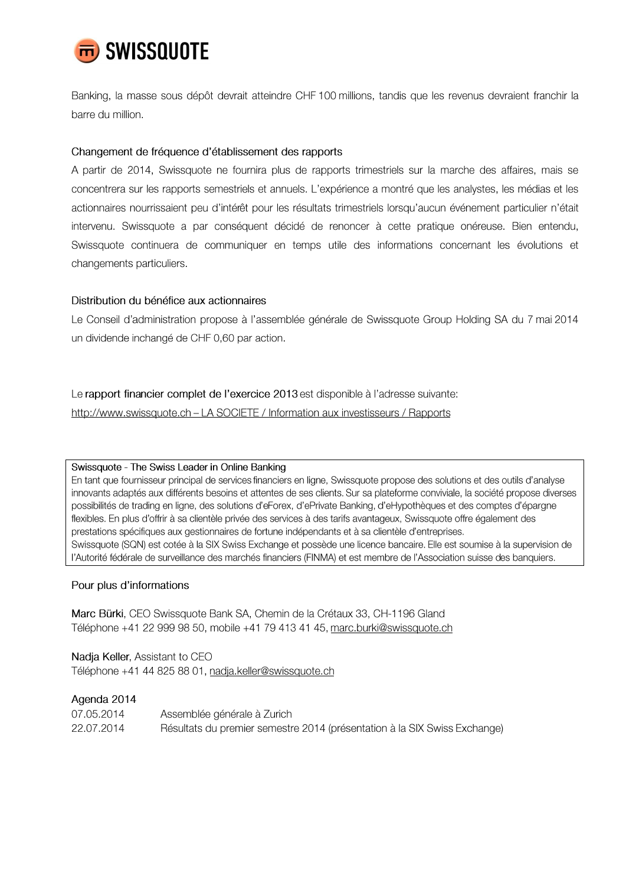Banking, la masse sous dépôt devrait atteindre CHF 100 millions, tandis que les revenus devraient franchir la barre du million.

### Changement de fréquence d'établissement des rapports

A partir de 2014, Swissquote ne fournira plus de rapports trimestriels sur la marche des affaires, mais se concentrera sur les rapports semestriels et annuels. L'expérience a montré que les analystes, les médias et les actionnaires nourrissaient peu d'intérêt pour les résultats trimestriels lorsqu'aucun événement particulier n'était intervenu. Swissquote a par conséquent décidé de renoncer à cette pratique onéreuse. Bien entendu, Swissquote continuera de communiquer en temps utile des informations concernant les évolutions et changements particuliers.

### Distribution du bénéfice aux actionnaires

Le Conseil d'administration propose à l'assemblée générale de Swissquote Group Holding SA du 7 mai 2014 un dividende inchangé de CHF 0,60 par action.

Le **rapport financier complet de l'exercice 2013** est disponible à l'adresse suivante:
http://www.swissquote.ch – LA SOCIETE / Information aux investisseurs / Rapports

---

**Swissquote - The Swiss Leader in Online Banking**
En tant que fournisseur principal de services financiers en ligne, Swissquote propose des solutions et des outils d'analyse innovants adaptés aux différents besoins et attentes de ses clients. Sur sa plateforme conviviale, la société propose diverses possibilités de trading en ligne, des solutions d'eForex, d'ePrivate Banking, d'eHypothèques et des comptes d'épargne flexibles. En plus d'offrir à sa clientèle privée des services à des tarifs avantageux, Swissquote offre également des prestations spécifiques aux gestionnaires de fortune indépendants et à sa clientèle d'entreprises.
Swissquote (SQN) est cotée à la SIX Swiss Exchange et possède une licence bancaire. Elle est soumise à la supervision de l'Autorité fédérale de surveillance des marchés financiers (FINMA) et est membre de l'Association suisse des banquiers.

---

### Pour plus d'informations

**Marc Bürki**, CEO Swissquote Bank SA, Chemin de la Crétaux 33, CH-1196 Gland
Téléphone +41 22 999 98 50, mobile +41 79 413 41 45, marc.burki@swissquote.ch

**Nadja Keller**, Assistant to CEO
Téléphone +41 44 825 88 01, nadja.keller@swissquote.ch

### Agenda 2014

| | |
|---|---|
| 07.05.2014 | Assemblée générale à Zurich |
| 22.07.2014 | Résultats du premier semestre 2014 (présentation à la SIX Swiss Exchange) |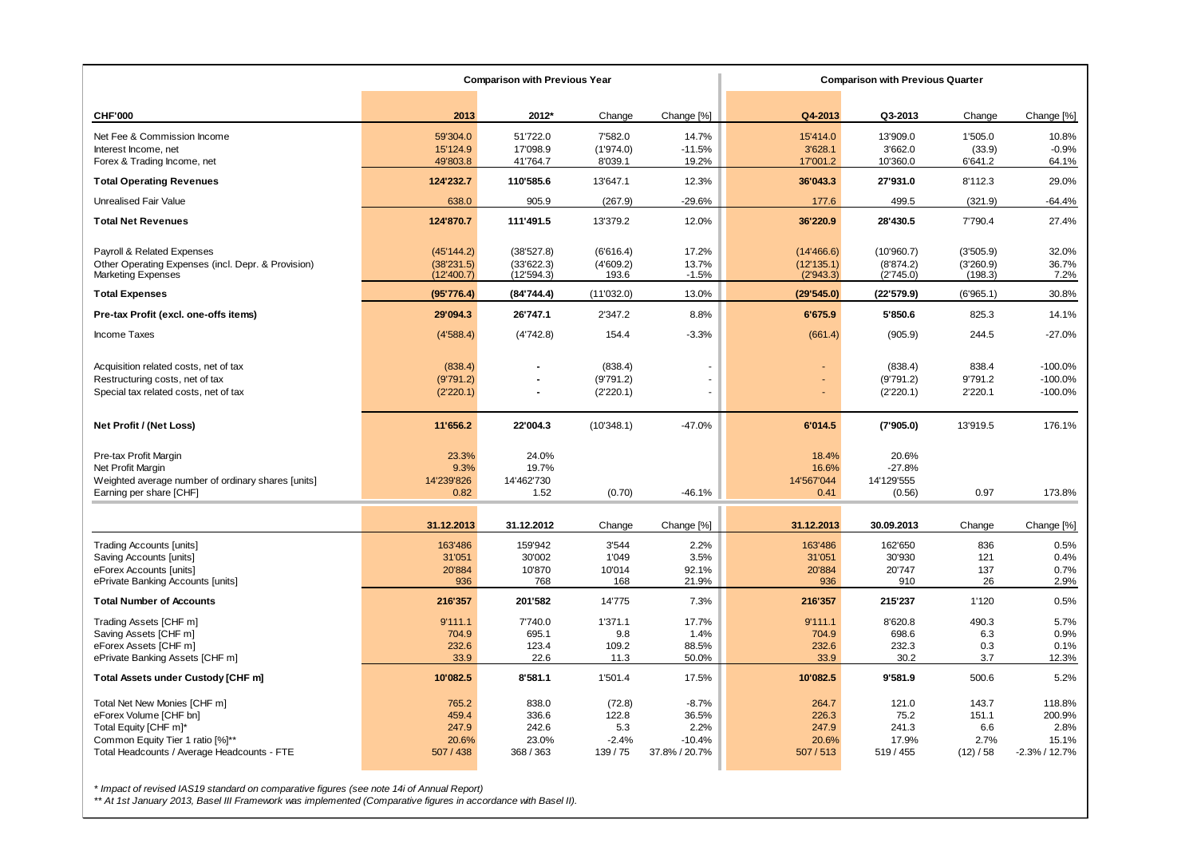| CHF'000 | Comparison with Previous Year | | | | Comparison with Previous Quarter | | | |
|---|---|---|---|---|---|---|---|---|
| | 2013 | 2012* | Change | Change [%] | Q4-2013 | Q3-2013 | Change | Change [%] |
| Net Fee & Commission Income | 59'304.0 | 51'722.0 | 7'582.0 | 14.7% | 15'414.0 | 13'909.0 | 1'505.0 | 10.8% |
| Interest Income, net | 15'124.9 | 17'098.9 | (1'974.0) | -11.5% | 3'628.1 | 3'662.0 | (33.9) | -0.9% |
| Forex & Trading Income, net | 49'803.8 | 41'764.7 | 8'039.1 | 19.2% | 17'001.2 | 10'360.0 | 6'641.2 | 64.1% |
| **Total Operating Revenues** | **124'232.7** | **110'585.6** | 13'647.1 | 12.3% | **36'043.3** | **27'931.0** | 8'112.3 | 29.0% |
| Unrealised Fair Value | 638.0 | 905.9 | (267.9) | -29.6% | 177.6 | 499.5 | (321.9) | -64.4% |
| **Total Net Revenues** | **124'870.7** | **111'491.5** | 13'379.2 | 12.0% | **36'220.9** | **28'430.5** | 7'790.4 | 27.4% |
| Payroll & Related Expenses | (45'144.2) | (38'527.8) | (6'616.4) | 17.2% | (14'466.6) | (10'960.7) | (3'505.9) | 32.0% |
| Other Operating Expenses (incl. Depr. & Provision) | (38'231.5) | (33'622.3) | (4'609.2) | 13.7% | (12'135.1) | (8'874.2) | (3'260.9) | 36.7% |
| Marketing Expenses | (12'400.7) | (12'594.3) | 193.6 | -1.5% | (2'943.3) | (2'745.0) | (198.3) | 7.2% |
| **Total Expenses** | **(95'776.4)** | **(84'744.4)** | (11'032.0) | 13.0% | **(29'545.0)** | **(22'579.9)** | (6'965.1) | 30.8% |
| **Pre-tax Profit (excl. one-offs items)** | **29'094.3** | **26'747.1** | 2'347.2 | 8.8% | **6'675.9** | **5'850.6** | 825.3 | 14.1% |
| Income Taxes | (4'588.4) | (4'742.8) | 154.4 | -3.3% | (661.4) | (905.9) | 244.5 | -27.0% |
| Acquisition related costs, net of tax | (838.4) | - | (838.4) | - | - | (838.4) | 838.4 | -100.0% |
| Restructuring costs, net of tax | (9'791.2) | - | (9'791.2) | - | - | (9'791.2) | 9'791.2 | -100.0% |
| Special tax related costs, net of tax | (2'220.1) | - | (2'220.1) | - | - | (2'220.1) | 2'220.1 | -100.0% |
| **Net Profit / (Net Loss)** | **11'656.2** | **22'004.3** | (10'348.1) | -47.0% | **6'014.5** | **(7'905.0)** | 13'919.5 | 176.1% |
| Pre-tax Profit Margin | 23.3% | 24.0% | | | 18.4% | 20.6% | | |
| Net Profit Margin | 9.3% | 19.7% | | | 16.6% | -27.8% | | |
| Weighted average number of ordinary shares [units] | 14'239'826 | 14'462'730 | | | 14'567'044 | 14'129'555 | | |
| Earning per share [CHF] | 0.82 | 1.52 | (0.70) | -46.1% | 0.41 | (0.56) | 0.97 | 173.8% |
| | **31.12.2013** | **31.12.2012** | Change | Change [%] | **31.12.2013** | **30.09.2013** | Change | Change [%] |
| Trading Accounts [units] | 163'486 | 159'942 | 3'544 | 2.2% | 163'486 | 162'650 | 836 | 0.5% |
| Saving Accounts [units] | 31'051 | 30'002 | 1'049 | 3.5% | 31'051 | 30'930 | 121 | 0.4% |
| eForex Accounts [units] | 20'884 | 10'870 | 10'014 | 92.1% | 20'884 | 20'747 | 137 | 0.7% |
| ePrivate Banking Accounts [units] | 936 | 768 | 168 | 21.9% | 936 | 910 | 26 | 2.9% |
| **Total Number of Accounts** | **216'357** | **201'582** | 14'775 | 7.3% | **216'357** | **215'237** | 1'120 | 0.5% |
| Trading Assets [CHF m] | 9'111.1 | 7'740.0 | 1'371.1 | 17.7% | 9'111.1 | 8'620.8 | 490.3 | 5.7% |
| Saving Assets [CHF m] | 704.9 | 695.1 | 9.8 | 1.4% | 704.9 | 698.6 | 6.3 | 0.9% |
| eForex Assets [CHF m] | 232.6 | 123.4 | 109.2 | 88.5% | 232.6 | 232.3 | 0.3 | 0.1% |
| ePrivate Banking Assets [CHF m] | 33.9 | 22.6 | 11.3 | 50.0% | 33.9 | 30.2 | 3.7 | 12.3% |
| **Total Assets under Custody [CHF m]** | **10'082.5** | **8'581.1** | 1'501.4 | 17.5% | **10'082.5** | **9'581.9** | 500.6 | 5.2% |
| Total Net New Monies [CHF m] | 765.2 | 838.0 | (72.8) | -8.7% | 264.7 | 121.0 | 143.7 | 118.8% |
| eForex Volume [CHF bn] | 459.4 | 336.6 | 122.8 | 36.5% | 226.3 | 75.2 | 151.1 | 200.9% |
| Total Equity [CHF m]* | 247.9 | 242.6 | 5.3 | 2.2% | 247.9 | 241.3 | 6.6 | 2.8% |
| Common Equity Tier 1 ratio [%]** | 20.6% | 23.0% | -2.4% | -10.4% | 20.6% | 17.9% | 2.7% | 15.1% |
| Total Headcounts / Average Headcounts - FTE | 507 / 438 | 368 / 363 | 139 / 75 | 37.8% / 20.7% | 507 / 513 | 519 / 455 | (12) / 58 | -2.3% / 12.7% |

*\* Impact of revised IAS19 standard on comparative figures (see note 14i of Annual Report)*

*\*\* At 1st January 2013, Basel III Framework was implemented (Comparative figures in accordance with Basel II).*